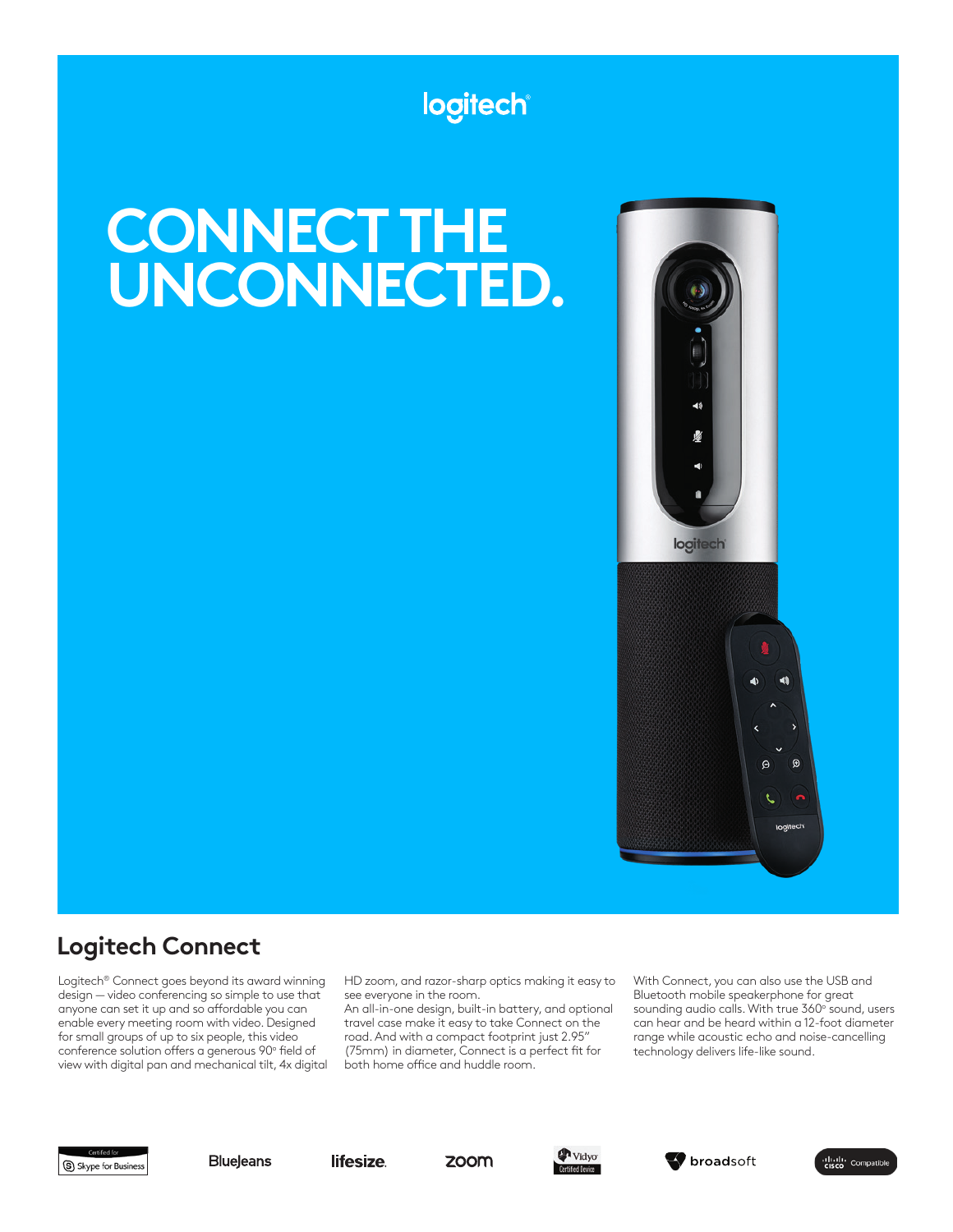logitech

# CONNECT THE UNCONNECTED.

## Logitech Connect

Logitech® Connect goes beyond its award winning design — video conferencing so simple to use that anyone can set it up and so affordable you can enable every meeting room with video. Designed for small groups of up to six people, this video conference solution offers a generous 90° field of view with digital pan and mechanical tilt, 4x digital HD zoom, and razor-sharp optics making it easy to see everyone in the room.

An all-in-one design, built-in battery, and optional travel case make it easy to take Connect on the road. And with a compact footprint just 2.95" (75mm) in diameter, Connect is a perfect fit for both home office and huddle room.

With Connect, you can also use the USB and Bluetooth mobile speakerphone for great sounding audio calls. With true 360° sound, users can hear and be heard within a 12-foot diameter range while acoustic echo and noise-cancelling technology delivers life-like sound.

Certified for Skype for Business | BlueJeans | lifesize | zoom | Vidyo Certified Device | broadsoft | Cisco Compatible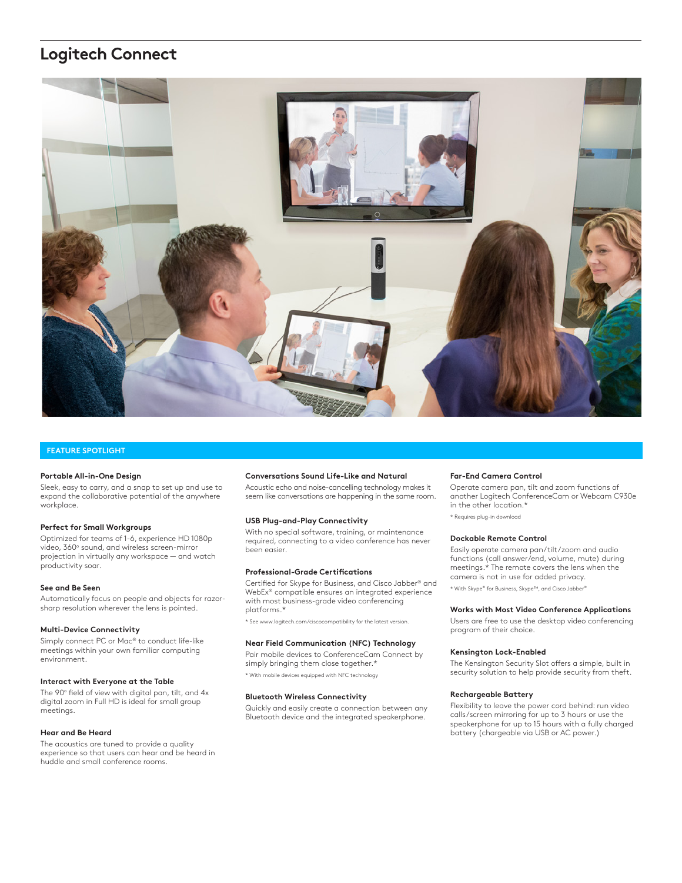# Logitech Connect

## FEATURE SPOTLIGHT

### Portable All-in-One Design

Sleek, easy to carry, and a snap to set up and use to expand the collaborative potential of the anywhere workplace.

### Perfect for Small Workgroups

Optimized for teams of 1-6, experience HD 1080p video, 360° sound, and wireless screen-mirror projection in virtually any workspace — and watch productivity soar.

### See and Be Seen

Automatically focus on people and objects for razor-sharp resolution wherever the lens is pointed.

### Multi-Device Connectivity

Simply connect PC or Mac® to conduct life-like meetings within your own familiar computing environment.

### Interact with Everyone at the Table

The 90° field of view with digital pan, tilt, and 4x digital zoom in Full HD is ideal for small group meetings.

### Hear and Be Heard

The acoustics are tuned to provide a quality experience so that users can hear and be heard in huddle and small conference rooms.

### Conversations Sound Life-Like and Natural

Acoustic echo and noise-cancelling technology makes it seem like conversations are happening in the same room.

### USB Plug-and-Play Connectivity

With no special software, training, or maintenance required, connecting to a video conference has never been easier.

### Professional-Grade Certifications

Certified for Skype for Business, and Cisco Jabber® and WebEx® compatible ensures an integrated experience with most business-grade video conferencing platforms.*

* See www.logitech.com/ciscocompatibility for the latest version.

### Near Field Communication (NFC) Technology

Pair mobile devices to ConferenceCam Connect by simply bringing them close together.*

* With mobile devices equipped with NFC technology

### Bluetooth Wireless Connectivity

Quickly and easily create a connection between any Bluetooth device and the integrated speakerphone.

### Far-End Camera Control

Operate camera pan, tilt and zoom functions of another Logitech ConferenceCam or Webcam C930e in the other location.*

* Requires plug-in download

### Dockable Remote Control

Easily operate camera pan/tilt/zoom and audio functions (call answer/end, volume, mute) during meetings.* The remote covers the lens when the camera is not in use for added privacy.

* With Skype® for Business, Skype™, and Cisco Jabber®

### Works with Most Video Conference Applications

Users are free to use the desktop video conferencing program of their choice.

### Kensington Lock-Enabled

The Kensington Security Slot offers a simple, built in security solution to help provide security from theft.

### Rechargeable Battery

Flexibility to leave the power cord behind: run video calls/screen mirroring for up to 3 hours or use the speakerphone for up to 15 hours with a fully charged battery (chargeable via USB or AC power.)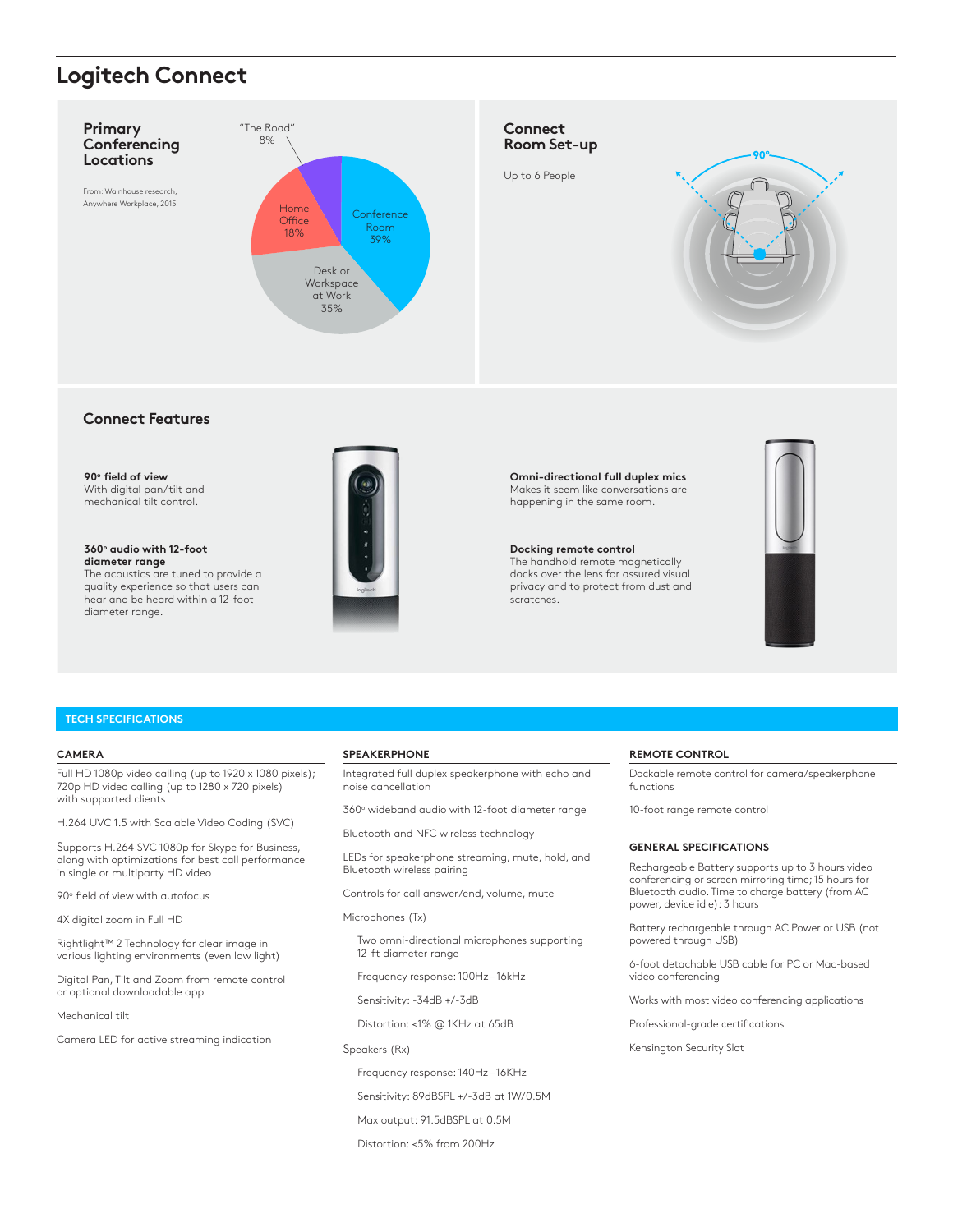# Logitech Connect

## Primary Conferencing Locations

From: Wainhouse research, Anywhere Workplace, 2015

- Conference Room 39%
- Desk or Workspace at Work 35%
- Home Office 18%
- "The Road" 8%

## Connect Room Set-up

Up to 6 People

90°

## Connect Features

**90° field of view**
With digital pan/tilt and mechanical tilt control.

**360° audio with 12-foot diameter range**
The acoustics are tuned to provide a quality experience so that users can hear and be heard within a 12-foot diameter range.

**Omni-directional full duplex mics**
Makes it seem like conversations are happening in the same room.

**Docking remote control**
The handhold remote magnetically docks over the lens for assured visual privacy and to protect from dust and scratches.

## TECH SPECIFICATIONS

### CAMERA

Full HD 1080p video calling (up to 1920 x 1080 pixels); 720p HD video calling (up to 1280 x 720 pixels) with supported clients

H.264 UVC 1.5 with Scalable Video Coding (SVC)

Supports H.264 SVC 1080p for Skype for Business, along with optimizations for best call performance in single or multiparty HD video

90° field of view with autofocus

4X digital zoom in Full HD

Rightlight™ 2 Technology for clear image in various lighting environments (even low light)

Digital Pan, Tilt and Zoom from remote control or optional downloadable app

Mechanical tilt

Camera LED for active streaming indication

### SPEAKERPHONE

Integrated full duplex speakerphone with echo and noise cancellation

360° wideband audio with 12-foot diameter range

Bluetooth and NFC wireless technology

LEDs for speakerphone streaming, mute, hold, and Bluetooth wireless pairing

Controls for call answer/end, volume, mute

Microphones (Tx)

- Two omni-directional microphones supporting 12-ft diameter range
- Frequency response: 100Hz – 16kHz
- Sensitivity: -34dB +/-3dB
- Distortion: <1% @ 1KHz at 65dB

Speakers (Rx)

- Frequency response: 140Hz – 16KHz
- Sensitivity: 89dBSPL +/-3dB at 1W/0.5M
- Max output: 91.5dBSPL at 0.5M
- Distortion: <5% from 200Hz

### REMOTE CONTROL

Dockable remote control for camera/speakerphone functions

10-foot range remote control

### GENERAL SPECIFICATIONS

Rechargeable Battery supports up to 3 hours video conferencing or screen mirroring time; 15 hours for Bluetooth audio. Time to charge battery (from AC power, device idle): 3 hours

Battery rechargeable through AC Power or USB (not powered through USB)

6-foot detachable USB cable for PC or Mac-based video conferencing

Works with most video conferencing applications

Professional-grade certifications

Kensington Security Slot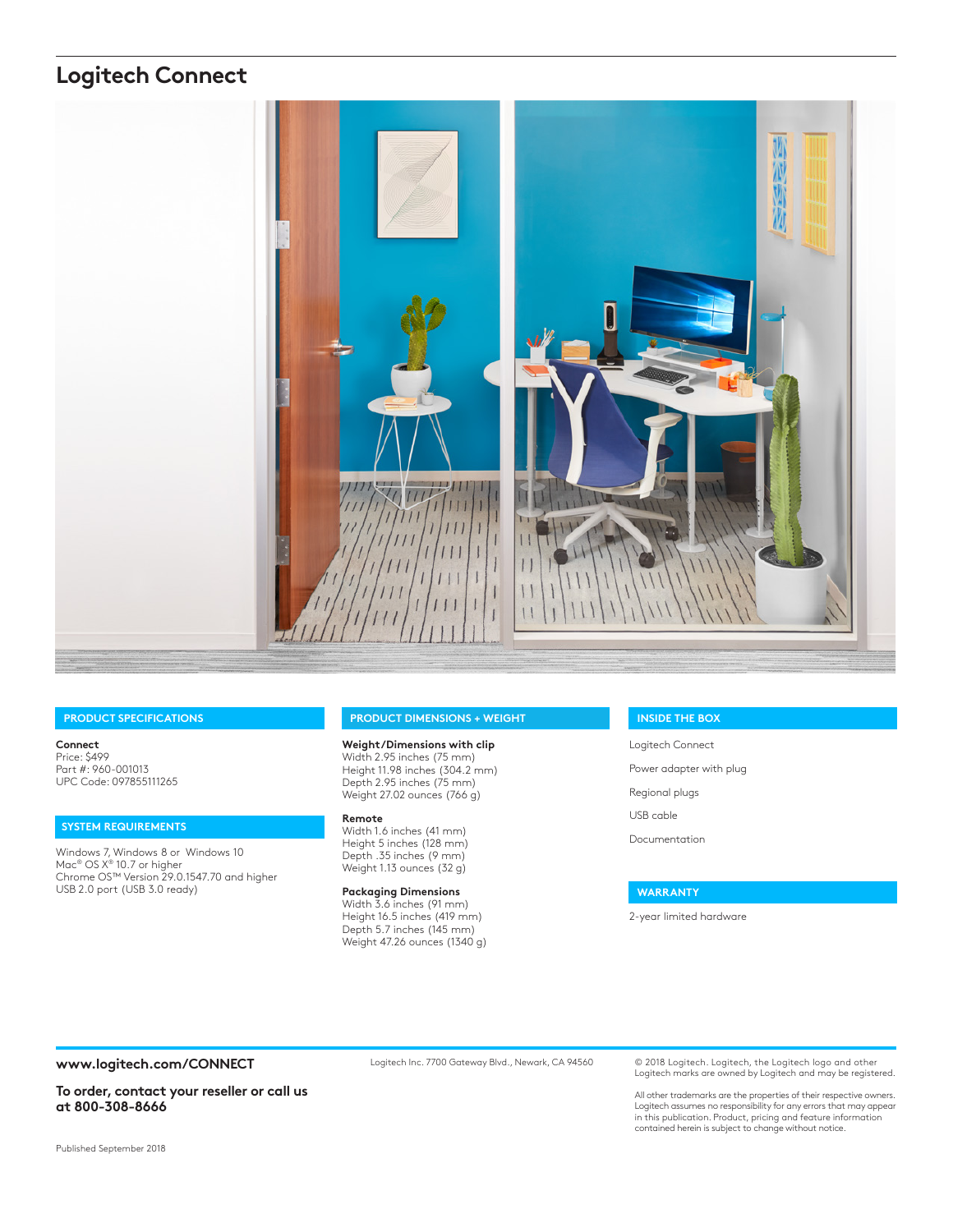# Logitech Connect

## PRODUCT SPECIFICATIONS

**Connect**
Price: $499
Part #: 960-001013
UPC Code: 097855111265

## SYSTEM REQUIREMENTS

Windows 7, Windows 8 or Windows 10
Mac® OS X® 10.7 or higher
Chrome OS™ Version 29.0.1547.70 and higher
USB 2.0 port (USB 3.0 ready)

## PRODUCT DIMENSIONS + WEIGHT

**Weight/Dimensions with clip**
Width 2.95 inches (75 mm)
Height 11.98 inches (304.2 mm)
Depth 2.95 inches (75 mm)
Weight 27.02 ounces (766 g)

**Remote**
Width 1.6 inches (41 mm)
Height 5 inches (128 mm)
Depth .35 inches (9 mm)
Weight 1.13 ounces (32 g)

**Packaging Dimensions**
Width 3.6 inches (91 mm)
Height 16.5 inches (419 mm)
Depth 5.7 inches (145 mm)
Weight 47.26 ounces (1340 g)

## INSIDE THE BOX

Logitech Connect

Power adapter with plug

Regional plugs

USB cable

Documentation

## WARRANTY

2-year limited hardware

**www.logitech.com/CONNECT**

**To order, contact your reseller or call us at 800-308-8666**

Logitech Inc. 7700 Gateway Blvd., Newark, CA 94560

© 2018 Logitech. Logitech, the Logitech logo and other Logitech marks are owned by Logitech and may be registered.

All other trademarks are the properties of their respective owners. Logitech assumes no responsibility for any errors that may appear in this publication. Product, pricing and feature information contained herein is subject to change without notice.

Published September 2018